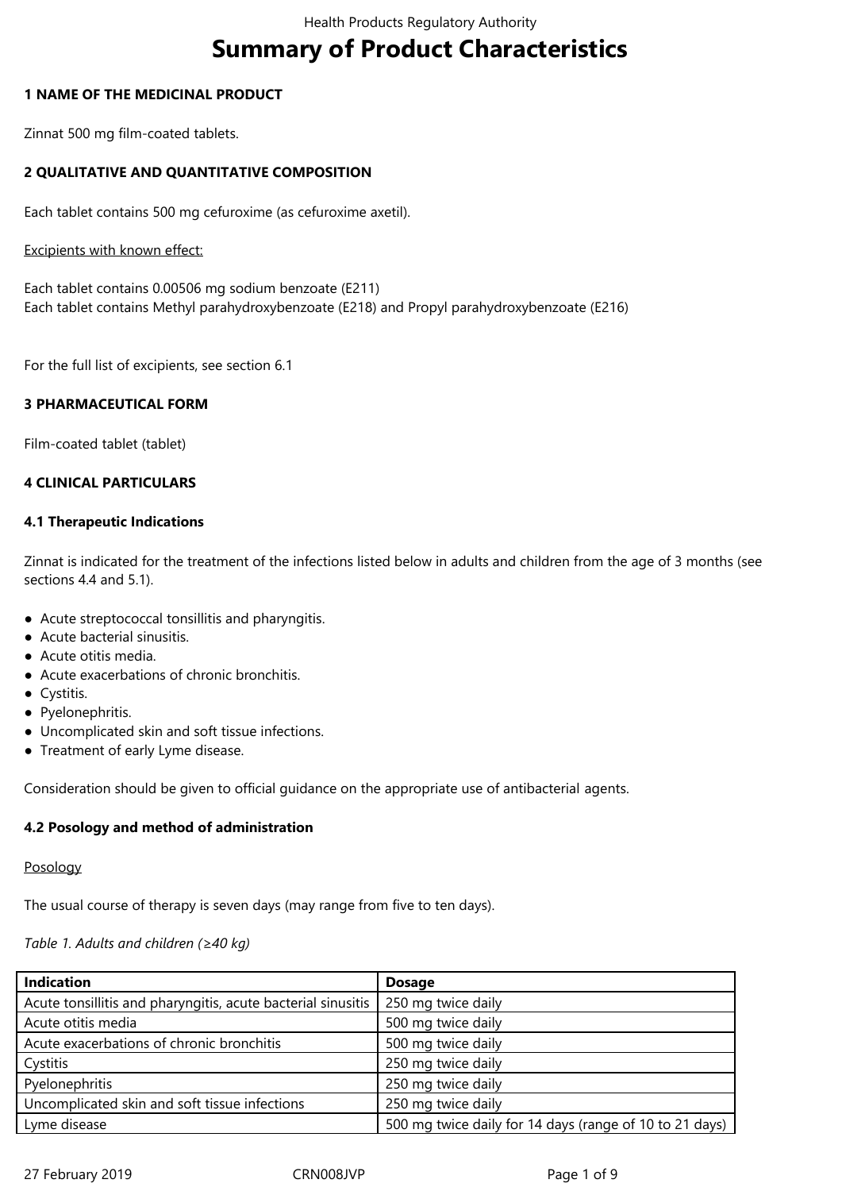# Summary of Product Characteristics

**1 NAME OF THE MEDICINAL PRODUCT**

Zinnat 500 mg film-coated tablets.

**2 QUALITATIVE AND QUANTITATIVE COMPOSITION**

Each tablet contains 500 mg cefuroxime (as cefuroxime axetil).

Excipients with known effect:

Each tablet contains 0.00506 mg sodium benzoate (E211)
Each tablet contains Methyl parahydroxybenzoate (E218) and Propyl parahydroxybenzoate (E216)

For the full list of excipients, see section 6.1

**3 PHARMACEUTICAL FORM**

Film-coated tablet (tablet)

**4 CLINICAL PARTICULARS**

**4.1 Therapeutic Indications**

Zinnat is indicated for the treatment of the infections listed below in adults and children from the age of 3 months (see sections 4.4 and 5.1).

- Acute streptococcal tonsillitis and pharyngitis.
- Acute bacterial sinusitis.
- Acute otitis media.
- Acute exacerbations of chronic bronchitis.
- Cystitis.
- Pyelonephritis.
- Uncomplicated skin and soft tissue infections.
- Treatment of early Lyme disease.

Consideration should be given to official guidance on the appropriate use of antibacterial agents.

**4.2 Posology and method of administration**

Posology

The usual course of therapy is seven days (may range from five to ten days).

*Table 1. Adults and children (≥40 kg)*

| Indication | Dosage |
|---|---|
| Acute tonsillitis and pharyngitis, acute bacterial sinusitis | 250 mg twice daily |
| Acute otitis media | 500 mg twice daily |
| Acute exacerbations of chronic bronchitis | 500 mg twice daily |
| Cystitis | 250 mg twice daily |
| Pyelonephritis | 250 mg twice daily |
| Uncomplicated skin and soft tissue infections | 250 mg twice daily |
| Lyme disease | 500 mg twice daily for 14 days (range of 10 to 21 days) |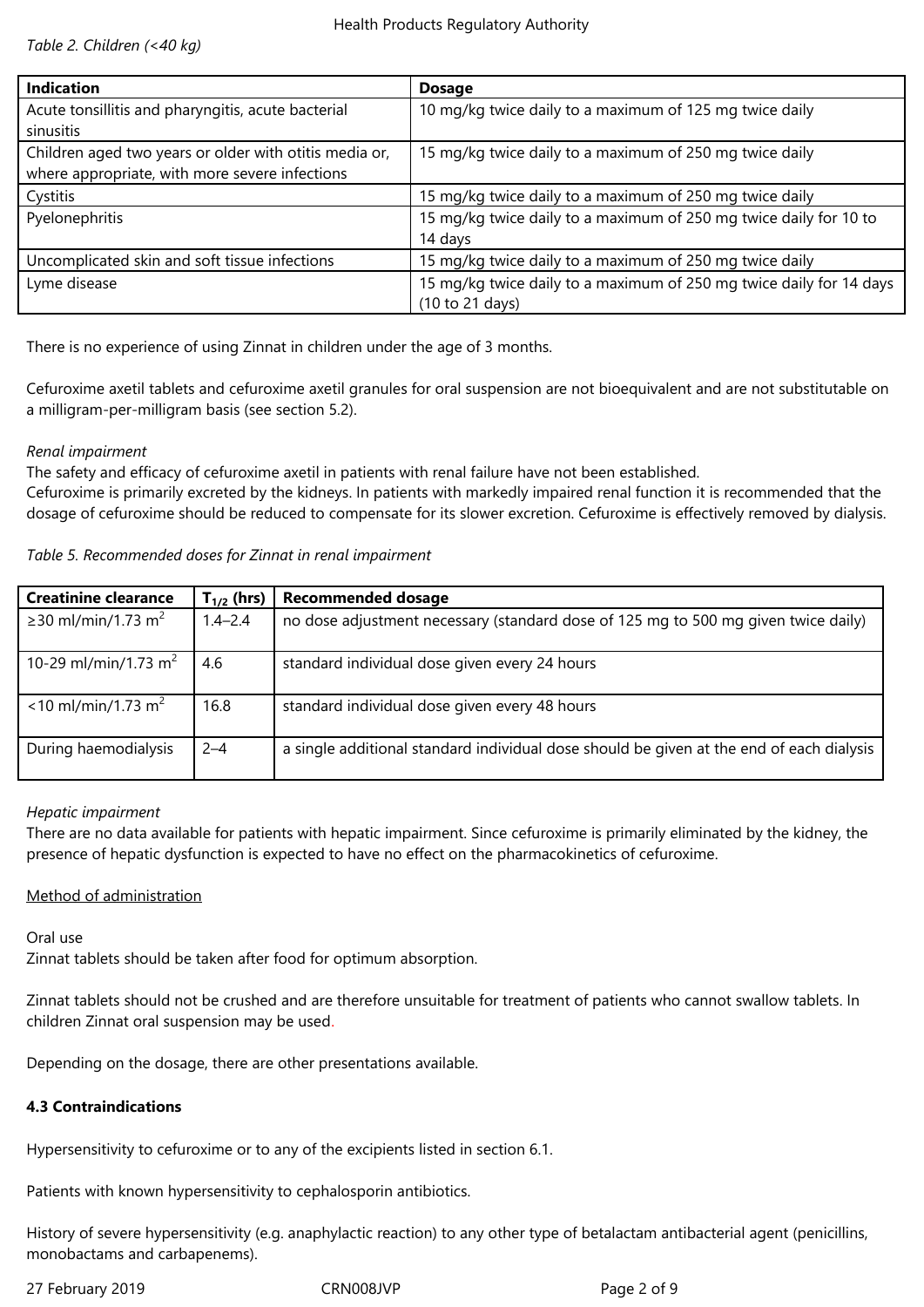*Table 2. Children (<40 kg)*

| Indication | Dosage |
|---|---|
| Acute tonsillitis and pharyngitis, acute bacterial sinusitis | 10 mg/kg twice daily to a maximum of 125 mg twice daily |
| Children aged two years or older with otitis media or, where appropriate, with more severe infections | 15 mg/kg twice daily to a maximum of 250 mg twice daily |
| Cystitis | 15 mg/kg twice daily to a maximum of 250 mg twice daily |
| Pyelonephritis | 15 mg/kg twice daily to a maximum of 250 mg twice daily for 10 to 14 days |
| Uncomplicated skin and soft tissue infections | 15 mg/kg twice daily to a maximum of 250 mg twice daily |
| Lyme disease | 15 mg/kg twice daily to a maximum of 250 mg twice daily for 14 days (10 to 21 days) |

There is no experience of using Zinnat in children under the age of 3 months.

Cefuroxime axetil tablets and cefuroxime axetil granules for oral suspension are not bioequivalent and are not substitutable on a milligram-per-milligram basis (see section 5.2).

*Renal impairment*
The safety and efficacy of cefuroxime axetil in patients with renal failure have not been established.
Cefuroxime is primarily excreted by the kidneys. In patients with markedly impaired renal function it is recommended that the dosage of cefuroxime should be reduced to compensate for its slower excretion. Cefuroxime is effectively removed by dialysis.

*Table 5. Recommended doses for Zinnat in renal impairment*

| Creatinine clearance | $T_{1/2}$ (hrs) | Recommended dosage |
|---|---|---|
| ≥30 ml/min/1.73 $m^2$ | 1.4–2.4 | no dose adjustment necessary (standard dose of 125 mg to 500 mg given twice daily) |
| 10-29 ml/min/1.73 $m^2$ | 4.6 | standard individual dose given every 24 hours |
| <10 ml/min/1.73 $m^2$ | 16.8 | standard individual dose given every 48 hours |
| During haemodialysis | 2–4 | a single additional standard individual dose should be given at the end of each dialysis |

*Hepatic impairment*
There are no data available for patients with hepatic impairment. Since cefuroxime is primarily eliminated by the kidney, the presence of hepatic dysfunction is expected to have no effect on the pharmacokinetics of cefuroxime.

Method of administration

Oral use
Zinnat tablets should be taken after food for optimum absorption.

Zinnat tablets should not be crushed and are therefore unsuitable for treatment of patients who cannot swallow tablets. In children Zinnat oral suspension may be used.

Depending on the dosage, there are other presentations available.

**4.3 Contraindications**

Hypersensitivity to cefuroxime or to any of the excipients listed in section 6.1.

Patients with known hypersensitivity to cephalosporin antibiotics.

History of severe hypersensitivity (e.g. anaphylactic reaction) to any other type of betalactam antibacterial agent (penicillins, monobactams and carbapenems).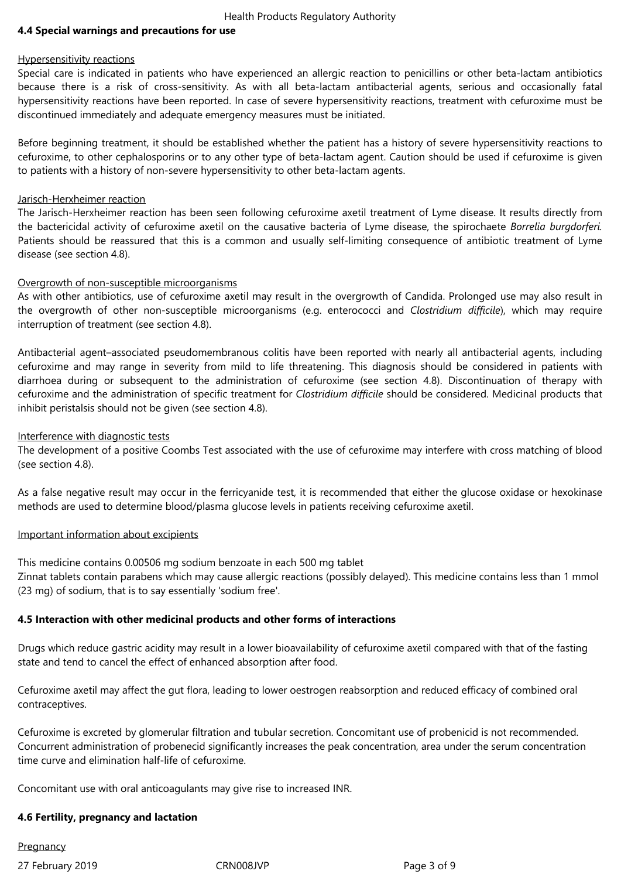### 4.4 Special warnings and precautions for use

Hypersensitivity reactions

Special care is indicated in patients who have experienced an allergic reaction to penicillins or other beta-lactam antibiotics because there is a risk of cross-sensitivity. As with all beta-lactam antibacterial agents, serious and occasionally fatal hypersensitivity reactions have been reported. In case of severe hypersensitivity reactions, treatment with cefuroxime must be discontinued immediately and adequate emergency measures must be initiated.

Before beginning treatment, it should be established whether the patient has a history of severe hypersensitivity reactions to cefuroxime, to other cephalosporins or to any other type of beta-lactam agent. Caution should be used if cefuroxime is given to patients with a history of non-severe hypersensitivity to other beta-lactam agents.

Jarisch-Herxheimer reaction

The Jarisch-Herxheimer reaction has been seen following cefuroxime axetil treatment of Lyme disease. It results directly from the bactericidal activity of cefuroxime axetil on the causative bacteria of Lyme disease, the spirochaete *Borrelia burgdorferi*. Patients should be reassured that this is a common and usually self-limiting consequence of antibiotic treatment of Lyme disease (see section 4.8).

Overgrowth of non-susceptible microorganisms

As with other antibiotics, use of cefuroxime axetil may result in the overgrowth of Candida. Prolonged use may also result in the overgrowth of other non-susceptible microorganisms (e.g. enterococci and *Clostridium difficile*), which may require interruption of treatment (see section 4.8).

Antibacterial agent–associated pseudomembranous colitis have been reported with nearly all antibacterial agents, including cefuroxime and may range in severity from mild to life threatening. This diagnosis should be considered in patients with diarrhoea during or subsequent to the administration of cefuroxime (see section 4.8). Discontinuation of therapy with cefuroxime and the administration of specific treatment for *Clostridium difficile* should be considered. Medicinal products that inhibit peristalsis should not be given (see section 4.8).

Interference with diagnostic tests

The development of a positive Coombs Test associated with the use of cefuroxime may interfere with cross matching of blood (see section 4.8).

As a false negative result may occur in the ferricyanide test, it is recommended that either the glucose oxidase or hexokinase methods are used to determine blood/plasma glucose levels in patients receiving cefuroxime axetil.

Important information about excipients

This medicine contains 0.00506 mg sodium benzoate in each 500 mg tablet
Zinnat tablets contain parabens which may cause allergic reactions (possibly delayed). This medicine contains less than 1 mmol (23 mg) of sodium, that is to say essentially 'sodium free'.

### 4.5 Interaction with other medicinal products and other forms of interactions

Drugs which reduce gastric acidity may result in a lower bioavailability of cefuroxime axetil compared with that of the fasting state and tend to cancel the effect of enhanced absorption after food.

Cefuroxime axetil may affect the gut flora, leading to lower oestrogen reabsorption and reduced efficacy of combined oral contraceptives.

Cefuroxime is excreted by glomerular filtration and tubular secretion. Concomitant use of probenicid is not recommended. Concurrent administration of probenecid significantly increases the peak concentration, area under the serum concentration time curve and elimination half-life of cefuroxime.

Concomitant use with oral anticoagulants may give rise to increased INR.

### 4.6 Fertility, pregnancy and lactation

Pregnancy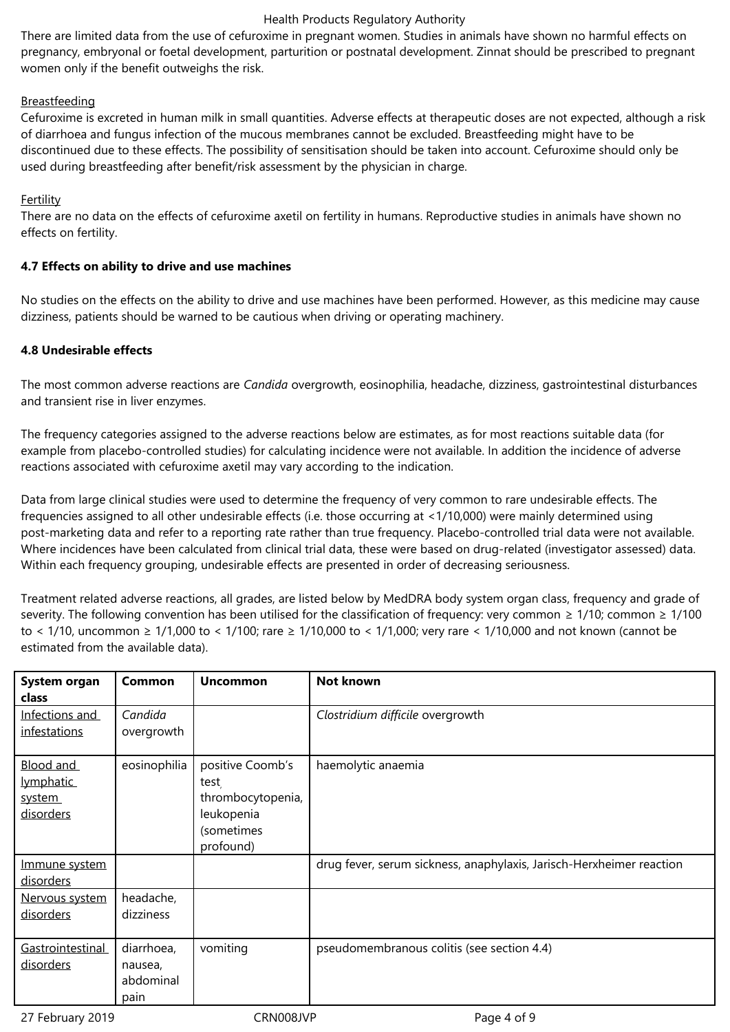There are limited data from the use of cefuroxime in pregnant women. Studies in animals have shown no harmful effects on pregnancy, embryonal or foetal development, parturition or postnatal development. Zinnat should be prescribed to pregnant women only if the benefit outweighs the risk.

Breastfeeding
Cefuroxime is excreted in human milk in small quantities. Adverse effects at therapeutic doses are not expected, although a risk of diarrhoea and fungus infection of the mucous membranes cannot be excluded. Breastfeeding might have to be discontinued due to these effects. The possibility of sensitisation should be taken into account. Cefuroxime should only be used during breastfeeding after benefit/risk assessment by the physician in charge.

Fertility
There are no data on the effects of cefuroxime axetil on fertility in humans. Reproductive studies in animals have shown no effects on fertility.

**4.7 Effects on ability to drive and use machines**

No studies on the effects on the ability to drive and use machines have been performed. However, as this medicine may cause dizziness, patients should be warned to be cautious when driving or operating machinery.

**4.8 Undesirable effects**

The most common adverse reactions are *Candida* overgrowth, eosinophilia, headache, dizziness, gastrointestinal disturbances and transient rise in liver enzymes.

The frequency categories assigned to the adverse reactions below are estimates, as for most reactions suitable data (for example from placebo-controlled studies) for calculating incidence were not available. In addition the incidence of adverse reactions associated with cefuroxime axetil may vary according to the indication.

Data from large clinical studies were used to determine the frequency of very common to rare undesirable effects. The frequencies assigned to all other undesirable effects (i.e. those occurring at <1/10,000) were mainly determined using post-marketing data and refer to a reporting rate rather than true frequency. Placebo-controlled trial data were not available. Where incidences have been calculated from clinical trial data, these were based on drug-related (investigator assessed) data. Within each frequency grouping, undesirable effects are presented in order of decreasing seriousness.

Treatment related adverse reactions, all grades, are listed below by MedDRA body system organ class, frequency and grade of severity. The following convention has been utilised for the classification of frequency: very common ≥ 1/10; common ≥ 1/100 to < 1/10, uncommon ≥ 1/1,000 to < 1/100; rare ≥ 1/10,000 to < 1/1,000; very rare < 1/10,000 and not known (cannot be estimated from the available data).

| System organ class | Common | Uncommon | Not known |
|---|---|---|---|
| Infections and infestations | *Candida* overgrowth | | *Clostridium difficile* overgrowth |
| Blood and lymphatic system disorders | eosinophilia | positive Coomb's test, thrombocytopenia, leukopenia (sometimes profound) | haemolytic anaemia |
| Immune system disorders | | | drug fever, serum sickness, anaphylaxis, Jarisch-Herxheimer reaction |
| Nervous system disorders | headache, dizziness | | |
| Gastrointestinal disorders | diarrhoea, nausea, abdominal pain | vomiting | pseudomembranous colitis (see section 4.4) |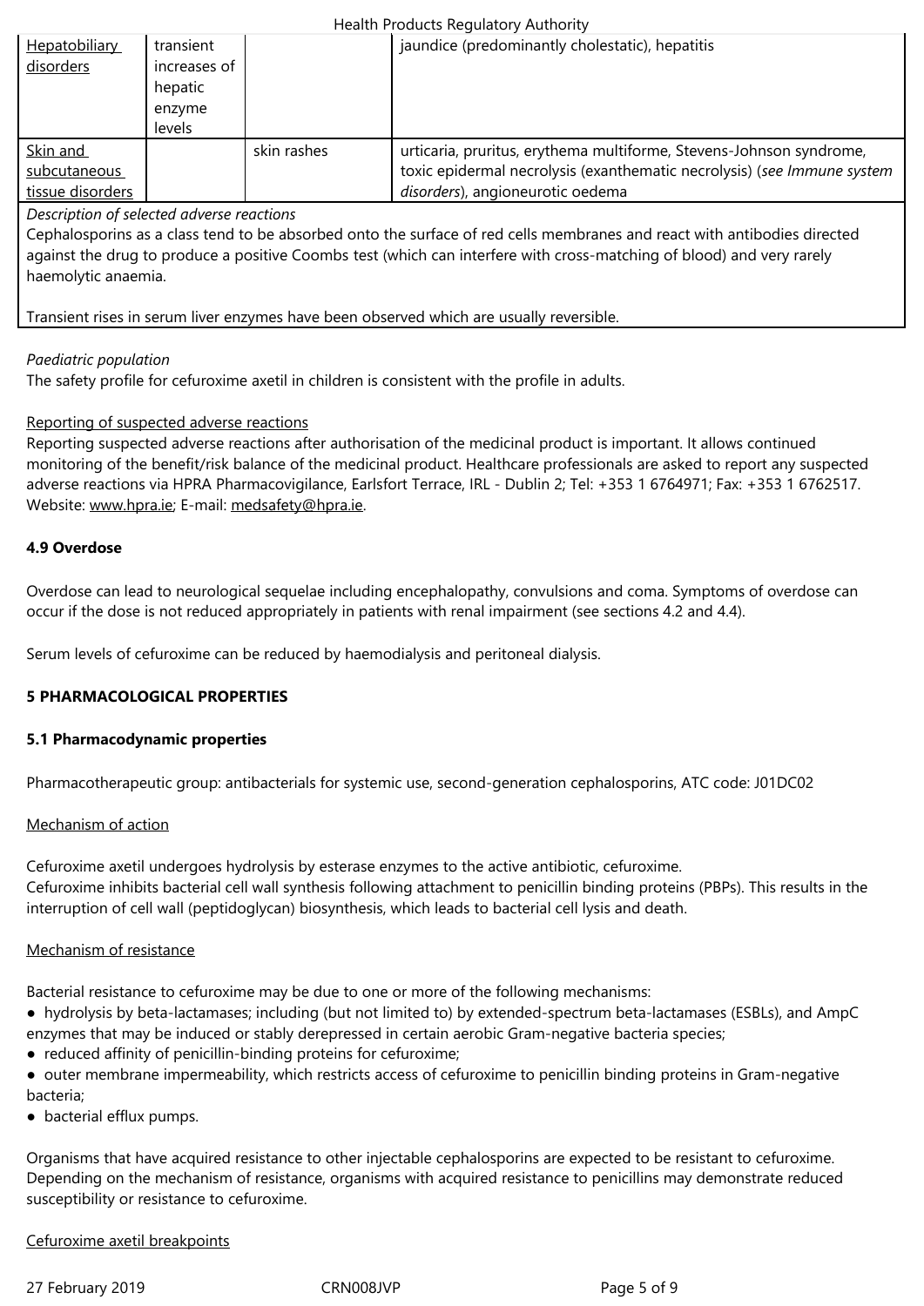| Hepatobiliary disorders | transient increases of hepatic enzyme levels | | jaundice (predominantly cholestatic), hepatitis |
|---|---|---|---|
| Skin and subcutaneous tissue disorders | | skin rashes | urticaria, pruritus, erythema multiforme, Stevens-Johnson syndrome, toxic epidermal necrolysis (exanthematic necrolysis) (*see Immune system disorders*), angioneurotic oedema |

*Description of selected adverse reactions*

Cephalosporins as a class tend to be absorbed onto the surface of red cells membranes and react with antibodies directed against the drug to produce a positive Coombs test (which can interfere with cross-matching of blood) and very rarely haemolytic anaemia.

Transient rises in serum liver enzymes have been observed which are usually reversible.

*Paediatric population*

The safety profile for cefuroxime axetil in children is consistent with the profile in adults.

Reporting of suspected adverse reactions

Reporting suspected adverse reactions after authorisation of the medicinal product is important. It allows continued monitoring of the benefit/risk balance of the medicinal product. Healthcare professionals are asked to report any suspected adverse reactions via HPRA Pharmacovigilance, Earlsfort Terrace, IRL - Dublin 2; Tel: +353 1 6764971; Fax: +353 1 6762517. Website: www.hpra.ie; E-mail: medsafety@hpra.ie.

**4.9 Overdose**

Overdose can lead to neurological sequelae including encephalopathy, convulsions and coma. Symptoms of overdose can occur if the dose is not reduced appropriately in patients with renal impairment (see sections 4.2 and 4.4).

Serum levels of cefuroxime can be reduced by haemodialysis and peritoneal dialysis.

**5 PHARMACOLOGICAL PROPERTIES**

**5.1 Pharmacodynamic properties**

Pharmacotherapeutic group: antibacterials for systemic use, second-generation cephalosporins, ATC code: J01DC02

Mechanism of action

Cefuroxime axetil undergoes hydrolysis by esterase enzymes to the active antibiotic, cefuroxime.
Cefuroxime inhibits bacterial cell wall synthesis following attachment to penicillin binding proteins (PBPs). This results in the interruption of cell wall (peptidoglycan) biosynthesis, which leads to bacterial cell lysis and death.

Mechanism of resistance

Bacterial resistance to cefuroxime may be due to one or more of the following mechanisms:

- hydrolysis by beta-lactamases; including (but not limited to) by extended-spectrum beta-lactamases (ESBLs), and AmpC enzymes that may be induced or stably derepressed in certain aerobic Gram-negative bacteria species;
- reduced affinity of penicillin-binding proteins for cefuroxime;
- outer membrane impermeability, which restricts access of cefuroxime to penicillin binding proteins in Gram-negative bacteria;
- bacterial efflux pumps.

Organisms that have acquired resistance to other injectable cephalosporins are expected to be resistant to cefuroxime. Depending on the mechanism of resistance, organisms with acquired resistance to penicillins may demonstrate reduced susceptibility or resistance to cefuroxime.

Cefuroxime axetil breakpoints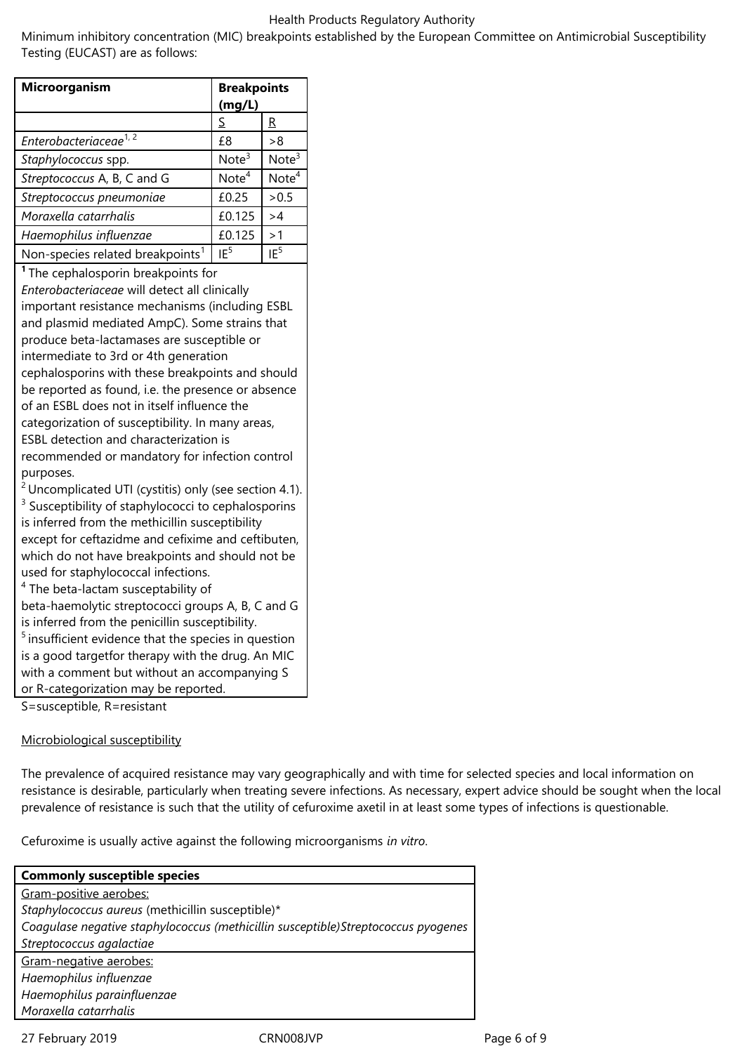Minimum inhibitory concentration (MIC) breakpoints established by the European Committee on Antimicrobial Susceptibility Testing (EUCAST) are as follows:

| Microorganism | Breakpoints (mg/L) | |
|---|---|---|
| | S | R |
| *Enterobacteriaceae*[1, 2] | £8 | >8 |
| *Staphylococcus* spp. | Note[3] | Note[3] |
| *Streptococcus* A, B, C and G | Note[4] | Note[4] |
| *Streptococcus pneumoniae* | £0.25 | >0.5 |
| *Moraxella catarrhalis* | £0.125 | >4 |
| *Haemophilus influenzae* | £0.125 | >1 |
| Non-species related breakpoints[1] | IE[5] | IE[5] |

**1** The cephalosporin breakpoints for *Enterobacteriaceae* will detect all clinically important resistance mechanisms (including ESBL and plasmid mediated AmpC). Some strains that produce beta-lactamases are susceptible or intermediate to 3rd or 4th generation cephalosporins with these breakpoints and should be reported as found, i.e. the presence or absence of an ESBL does not in itself influence the categorization of susceptibility. In many areas, ESBL detection and characterization is recommended or mandatory for infection control purposes.
2 Uncomplicated UTI (cystitis) only (see section 4.1).
3 Susceptibility of staphylococci to cephalosporins is inferred from the methicillin susceptibility except for ceftazidme and cefixime and ceftibuten, which do not have breakpoints and should not be used for staphylococcal infections.
4 The beta-lactam susceptability of beta-haemolytic streptococci groups A, B, C and G is inferred from the penicillin susceptibility.
5 insufficient evidence that the species in question is a good targetfor therapy with the drug. An MIC with a comment but without an accompanying S or R-categorization may be reported.

S=susceptible, R=resistant

Microbiological susceptibility

The prevalence of acquired resistance may vary geographically and with time for selected species and local information on resistance is desirable, particularly when treating severe infections. As necessary, expert advice should be sought when the local prevalence of resistance is such that the utility of cefuroxime axetil in at least some types of infections is questionable.

Cefuroxime is usually active against the following microorganisms *in vitro*.

| **Commonly susceptible species** |
|---|
| Gram-positive aerobes:<br>*Staphylococcus aureus* (methicillin susceptible)*<br>*Coagulase negative staphylococcus (methicillin susceptible)Streptococcus pyogenes*<br>*Streptococcus agalactiae* |
| Gram-negative aerobes:<br>*Haemophilus influenzae*<br>*Haemophilus parainfluenzae*<br>*Moraxella catarrhalis* |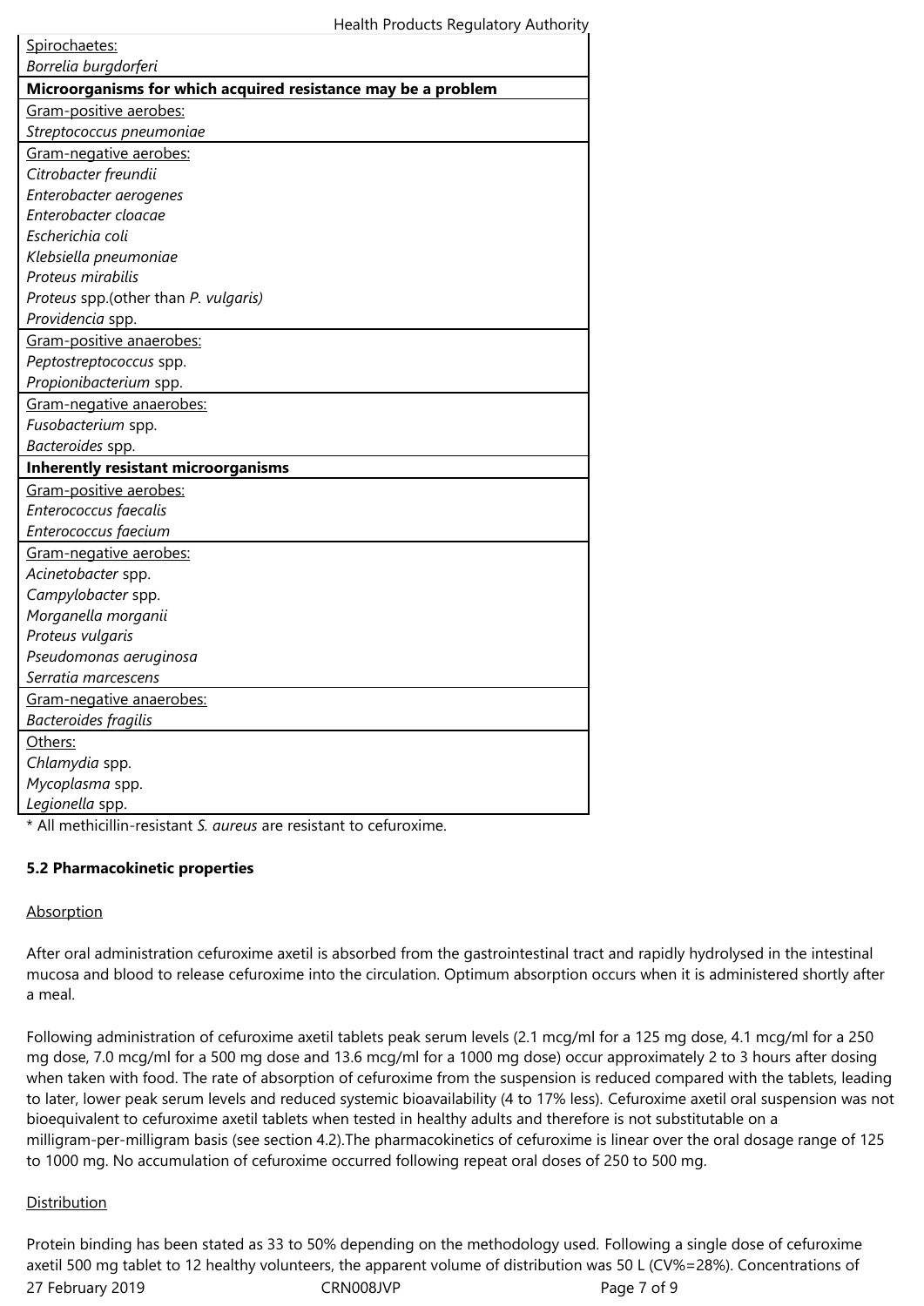| |
|---|
| Spirochaetes: |
| *Borrelia burgdorferi* |
| **Microorganisms for which acquired resistance may be a problem** |
| Gram-positive aerobes: |
| *Streptococcus pneumoniae* |
| Gram-negative aerobes: |
| *Citrobacter freundii* |
| *Enterobacter aerogenes* |
| *Enterobacter cloacae* |
| *Escherichia coli* |
| *Klebsiella pneumoniae* |
| *Proteus mirabilis* |
| *Proteus* spp.(other than *P. vulgaris)* |
| *Providencia* spp. |
| Gram-positive anaerobes: |
| *Peptostreptococcus* spp. |
| *Propionibacterium* spp. |
| Gram-negative anaerobes: |
| *Fusobacterium* spp. |
| *Bacteroides* spp. |
| **Inherently resistant microorganisms** |
| Gram-positive aerobes: |
| *Enterococcus faecalis* |
| *Enterococcus faecium* |
| Gram-negative aerobes: |
| *Acinetobacter* spp. |
| *Campylobacter* spp. |
| *Morganella morganii* |
| *Proteus vulgaris* |
| *Pseudomonas aeruginosa* |
| *Serratia marcescens* |
| Gram-negative anaerobes: |
| *Bacteroides fragilis* |
| Others: |
| *Chlamydia* spp. |
| *Mycoplasma* spp. |
| *Legionella* spp. |

* All methicillin-resistant *S. aureus* are resistant to cefuroxime.

**5.2 Pharmacokinetic properties**

Absorption

After oral administration cefuroxime axetil is absorbed from the gastrointestinal tract and rapidly hydrolysed in the intestinal mucosa and blood to release cefuroxime into the circulation. Optimum absorption occurs when it is administered shortly after a meal.

Following administration of cefuroxime axetil tablets peak serum levels (2.1 mcg/ml for a 125 mg dose, 4.1 mcg/ml for a 250 mg dose, 7.0 mcg/ml for a 500 mg dose and 13.6 mcg/ml for a 1000 mg dose) occur approximately 2 to 3 hours after dosing when taken with food. The rate of absorption of cefuroxime from the suspension is reduced compared with the tablets, leading to later, lower peak serum levels and reduced systemic bioavailability (4 to 17% less). Cefuroxime axetil oral suspension was not bioequivalent to cefuroxime axetil tablets when tested in healthy adults and therefore is not substitutable on a milligram-per-milligram basis (see section 4.2).The pharmacokinetics of cefuroxime is linear over the oral dosage range of 125 to 1000 mg. No accumulation of cefuroxime occurred following repeat oral doses of 250 to 500 mg.

Distribution

Protein binding has been stated as 33 to 50% depending on the methodology used. Following a single dose of cefuroxime axetil 500 mg tablet to 12 healthy volunteers, the apparent volume of distribution was 50 L (CV%=28%). Concentrations of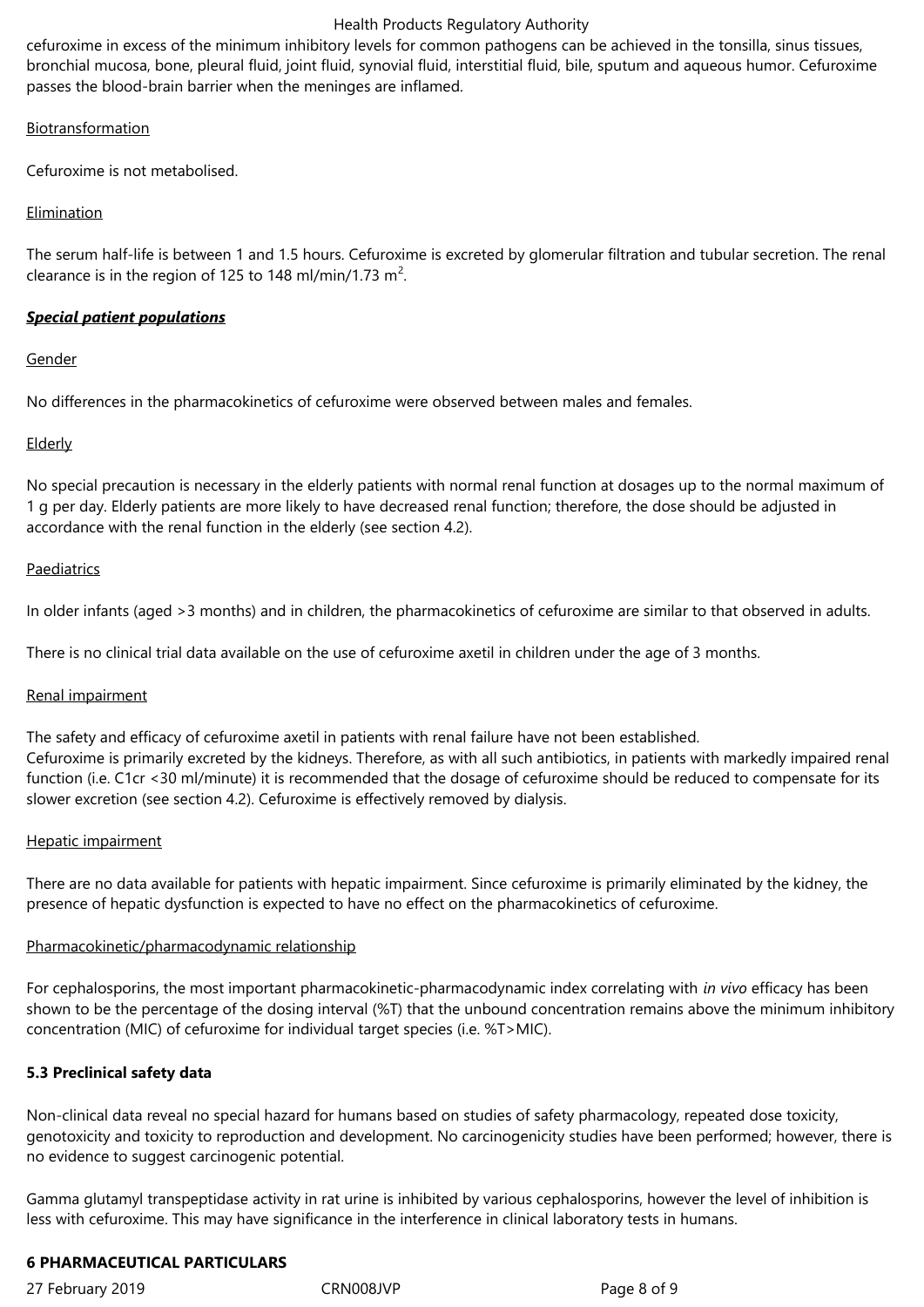cefuroxime in excess of the minimum inhibitory levels for common pathogens can be achieved in the tonsilla, sinus tissues, bronchial mucosa, bone, pleural fluid, joint fluid, synovial fluid, interstitial fluid, bile, sputum and aqueous humor. Cefuroxime passes the blood-brain barrier when the meninges are inflamed.

Biotransformation

Cefuroxime is not metabolised.

Elimination

The serum half-life is between 1 and 1.5 hours. Cefuroxime is excreted by glomerular filtration and tubular secretion. The renal clearance is in the region of 125 to 148 ml/min/1.73 $m^2$.

***Special patient populations***

Gender

No differences in the pharmacokinetics of cefuroxime were observed between males and females.

Elderly

No special precaution is necessary in the elderly patients with normal renal function at dosages up to the normal maximum of 1 g per day. Elderly patients are more likely to have decreased renal function; therefore, the dose should be adjusted in accordance with the renal function in the elderly (see section 4.2).

Paediatrics

In older infants (aged >3 months) and in children, the pharmacokinetics of cefuroxime are similar to that observed in adults.

There is no clinical trial data available on the use of cefuroxime axetil in children under the age of 3 months.

Renal impairment

The safety and efficacy of cefuroxime axetil in patients with renal failure have not been established.
Cefuroxime is primarily excreted by the kidneys. Therefore, as with all such antibiotics, in patients with markedly impaired renal function (i.e. C1cr <30 ml/minute) it is recommended that the dosage of cefuroxime should be reduced to compensate for its slower excretion (see section 4.2). Cefuroxime is effectively removed by dialysis.

Hepatic impairment

There are no data available for patients with hepatic impairment. Since cefuroxime is primarily eliminated by the kidney, the presence of hepatic dysfunction is expected to have no effect on the pharmacokinetics of cefuroxime.

Pharmacokinetic/pharmacodynamic relationship

For cephalosporins, the most important pharmacokinetic-pharmacodynamic index correlating with *in vivo* efficacy has been shown to be the percentage of the dosing interval (%T) that the unbound concentration remains above the minimum inhibitory concentration (MIC) of cefuroxime for individual target species (i.e. %T>MIC).

**5.3 Preclinical safety data**

Non-clinical data reveal no special hazard for humans based on studies of safety pharmacology, repeated dose toxicity, genotoxicity and toxicity to reproduction and development. No carcinogenicity studies have been performed; however, there is no evidence to suggest carcinogenic potential.

Gamma glutamyl transpeptidase activity in rat urine is inhibited by various cephalosporins, however the level of inhibition is less with cefuroxime. This may have significance in the interference in clinical laboratory tests in humans.

**6 PHARMACEUTICAL PARTICULARS**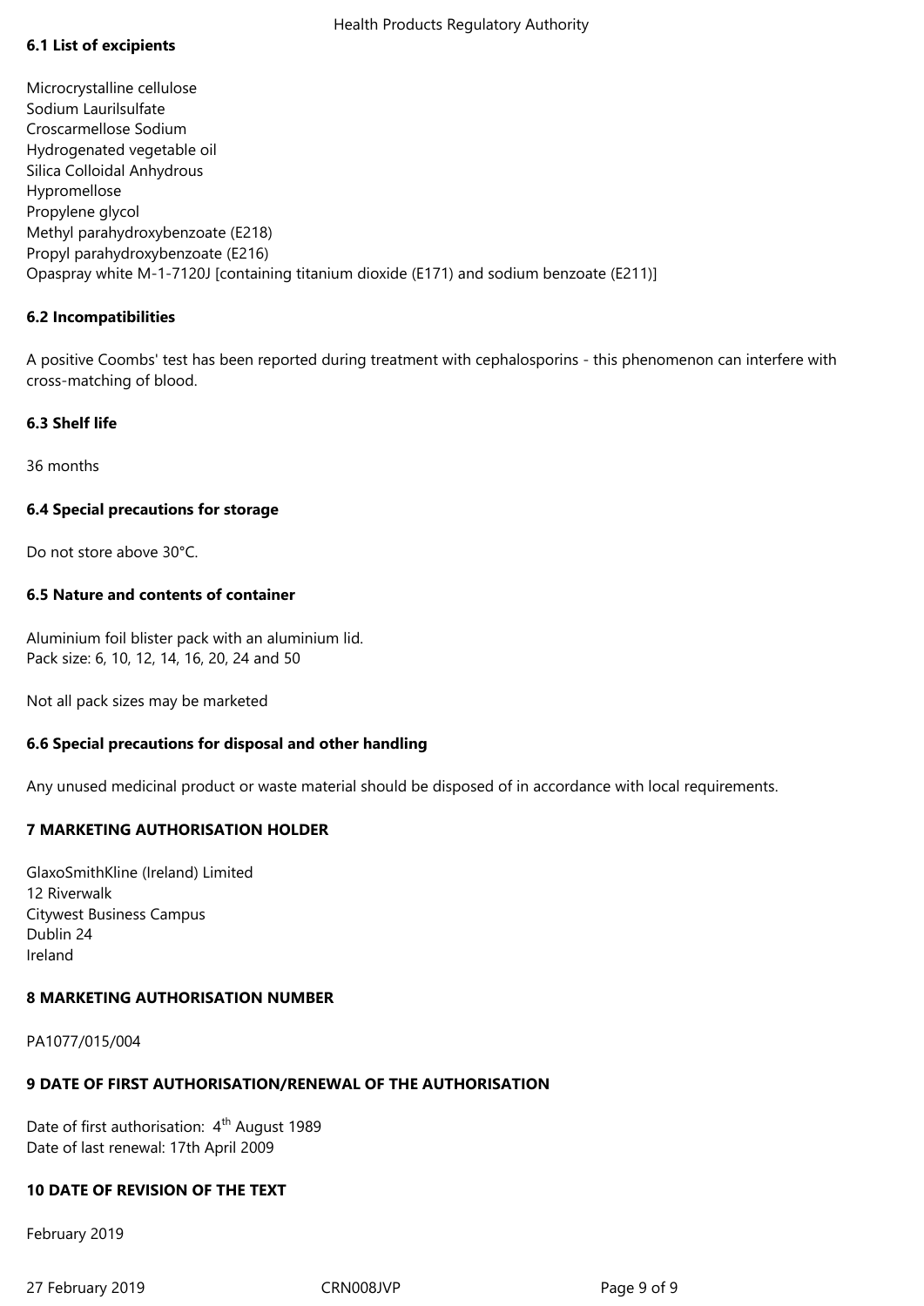### 6.1 List of excipients

Microcrystalline cellulose
Sodium Laurilsulfate
Croscarmellose Sodium
Hydrogenated vegetable oil
Silica Colloidal Anhydrous
Hypromellose
Propylene glycol
Methyl parahydroxybenzoate (E218)
Propyl parahydroxybenzoate (E216)
Opaspray white M-1-7120J [containing titanium dioxide (E171) and sodium benzoate (E211)]

### 6.2 Incompatibilities

A positive Coombs' test has been reported during treatment with cephalosporins - this phenomenon can interfere with cross-matching of blood.

### 6.3 Shelf life

36 months

### 6.4 Special precautions for storage

Do not store above 30°C.

### 6.5 Nature and contents of container

Aluminium foil blister pack with an aluminium lid.
Pack size: 6, 10, 12, 14, 16, 20, 24 and 50

Not all pack sizes may be marketed

### 6.6 Special precautions for disposal and other handling

Any unused medicinal product or waste material should be disposed of in accordance with local requirements.

## 7 MARKETING AUTHORISATION HOLDER

GlaxoSmithKline (Ireland) Limited
12 Riverwalk
Citywest Business Campus
Dublin 24
Ireland

## 8 MARKETING AUTHORISATION NUMBER

PA1077/015/004

## 9 DATE OF FIRST AUTHORISATION/RENEWAL OF THE AUTHORISATION

Date of first authorisation: 4th August 1989
Date of last renewal: 17th April 2009

## 10 DATE OF REVISION OF THE TEXT

February 2019